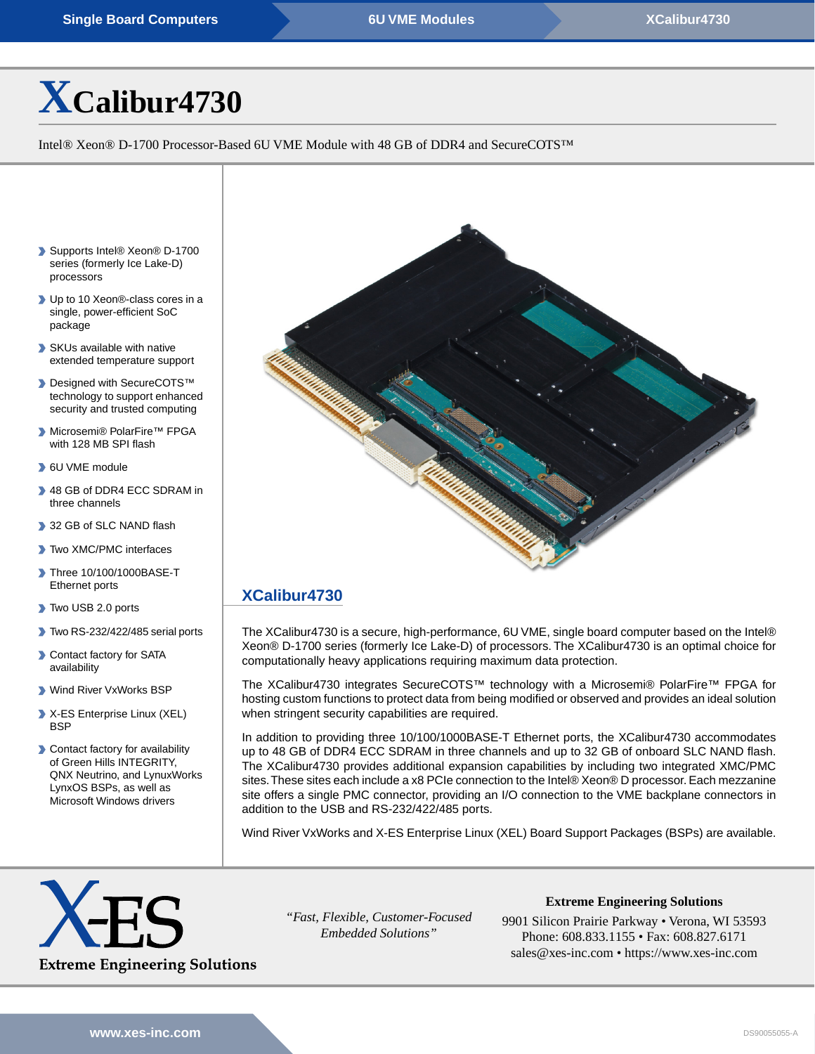# XCalibur4730

Intel® Xeon® D-1700 Processor-Based 6U VME Module with 48 GB of DDR4 and SecureCOTS™

- Supports Intel® Xeon® D-1700 series (formerly Ice Lake-D) processors
- Up to 10 Xeon®-class cores in a single, power-efficient SoC package
- SKUs available with native extended temperature support
- Designed with SecureCOTS™ technology to support enhanced security and trusted computing
- Microsemi® PolarFire™ FPGA with 128 MB SPI flash
- 6U VME module
- 48 GB of DDR4 ECC SDRAM in three channels
- 32 GB of SLC NAND flash
- Two XMC/PMC interfaces
- Three 10/100/1000BASE-T Ethernet ports
- Two USB 2.0 ports
- Two RS-232/422/485 serial ports
- Contact factory for SATA availability
- Wind River VxWorks BSP
- X-ES Enterprise Linux (XEL) BSP
- Contact factory for availability of Green Hills INTEGRITY, QNX Neutrino, and LynxWorks LynxOS BSPs, as well as Microsoft Windows drivers

## XCalibur4730

The XCalibur4730 is a secure, high-performance, 6U VME, single board computer based on the Intel® Xeon® D-1700 series (formerly Ice Lake-D) of processors. The XCalibur4730 is an optimal choice for computationally heavy applications requiring maximum data protection.

The XCalibur4730 integrates SecureCOTS™ technology with a Microsemi® PolarFire™ FPGA for hosting custom functions to protect data from being modified or observed and provides an ideal solution when stringent security capabilities are required.

In addition to providing three 10/100/1000BASE-T Ethernet ports, the XCalibur4730 accommodates up to 48 GB of DDR4 ECC SDRAM in three channels and up to 32 GB of onboard SLC NAND flash. The XCalibur4730 provides additional expansion capabilities by including two integrated XMC/PMC sites. These sites each include a x8 PCIe connection to the Intel® Xeon® D processor. Each mezzanine site offers a single PMC connector, providing an I/O connection to the VME backplane connectors in addition to the USB and RS-232/422/485 ports.

Wind River VxWorks and X-ES Enterprise Linux (XEL) Board Support Packages (BSPs) are available.

X-ES Extreme Engineering Solutions

*"Fast, Flexible, Customer-Focused Embedded Solutions"*

**Extreme Engineering Solutions**
9901 Silicon Prairie Parkway • Verona, WI 53593
Phone: 608.833.1155 • Fax: 608.827.6171
sales@xes-inc.com • https://www.xes-inc.com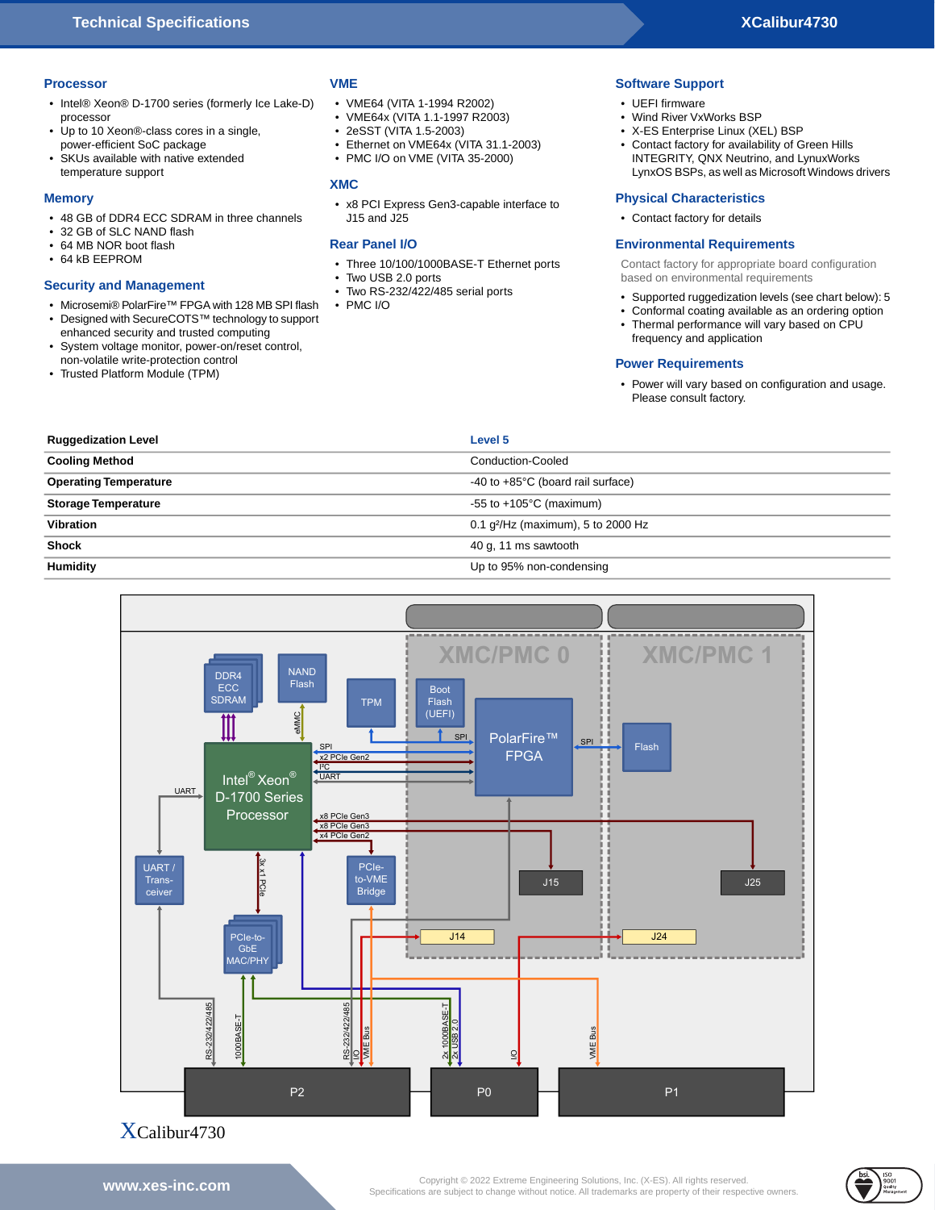# Technical Specifications — XCalibur4730

## Processor

- Intel® Xeon® D-1700 series (formerly Ice Lake-D) processor
- Up to 10 Xeon®-class cores in a single, power-efficient SoC package
- SKUs available with native extended temperature support

## Memory

- 48 GB of DDR4 ECC SDRAM in three channels
- 32 GB of SLC NAND flash
- 64 MB NOR boot flash
- 64 kB EEPROM

## Security and Management

- Microsemi® PolarFire™ FPGA with 128 MB SPI flash
- Designed with SecureCOTS™ technology to support enhanced security and trusted computing
- System voltage monitor, power-on/reset control, non-volatile write-protection control
- Trusted Platform Module (TPM)

## VME

- VME64 (VITA 1-1994 R2002)
- VME64x (VITA 1.1-1997 R2003)
- 2eSST (VITA 1.5-2003)
- Ethernet on VME64x (VITA 31.1-2003)
- PMC I/O on VME (VITA 35-2000)

## XMC

- x8 PCI Express Gen3-capable interface to J15 and J25

## Rear Panel I/O

- Three 10/100/1000BASE-T Ethernet ports
- Two USB 2.0 ports
- Two RS-232/422/485 serial ports
- PMC I/O

## Software Support

- UEFI firmware
- Wind River VxWorks BSP
- X-ES Enterprise Linux (XEL) BSP
- Contact factory for availability of Green Hills INTEGRITY, QNX Neutrino, and LynxWorks LynxOS BSPs, as well as Microsoft Windows drivers

## Physical Characteristics

- Contact factory for details

## Environmental Requirements

Contact factory for appropriate board configuration based on environmental requirements

- Supported ruggedization levels (see chart below): 5
- Conformal coating available as an ordering option
- Thermal performance will vary based on CPU frequency and application

## Power Requirements

- Power will vary based on configuration and usage. Please consult factory.

| | |
|---|---|
| **Ruggedization Level** | **Level 5** |
| **Cooling Method** | Conduction-Cooled |
| **Operating Temperature** | -40 to +85°C (board rail surface) |
| **Storage Temperature** | -55 to +105°C (maximum) |
| **Vibration** | 0.1 $g^2$/Hz (maximum), 5 to 2000 Hz |
| **Shock** | 40 g, 11 ms sawtooth |
| **Humidity** | Up to 95% non-condensing |

XMC/PMC 0
XMC/PMC 1
DDR4 ECC SDRAM
NAND Flash
eMMC
TPM
Boot Flash (UEFI)
SPI
PolarFire™ FPGA
SPI
Flash
SPI
x2 PCIe Gen2
I²C
UART
Intel® Xeon® D-1700 Series Processor
UART
x8 PCIe Gen3
x8 PCIe Gen3
x4 PCIe Gen2
UART / Trans-ceiver
3x x1 PCIe
PCIe-to-VME Bridge
J15
J25
PCIe-to-GbE MAC/PHY
J14
J24
RS-232/422/485
1000BASE-T
RS-232/422/485
I/O
VME Bus
2x 1000BASE-T
2x USB 2.0
I/O
VME Bus
P2
P0
P1

XCalibur4730

www.xes-inc.com

Copyright © 2022 Extreme Engineering Solutions, Inc. (X-ES). All rights reserved.
Specifications are subject to change without notice. All trademarks are property of their respective owners.